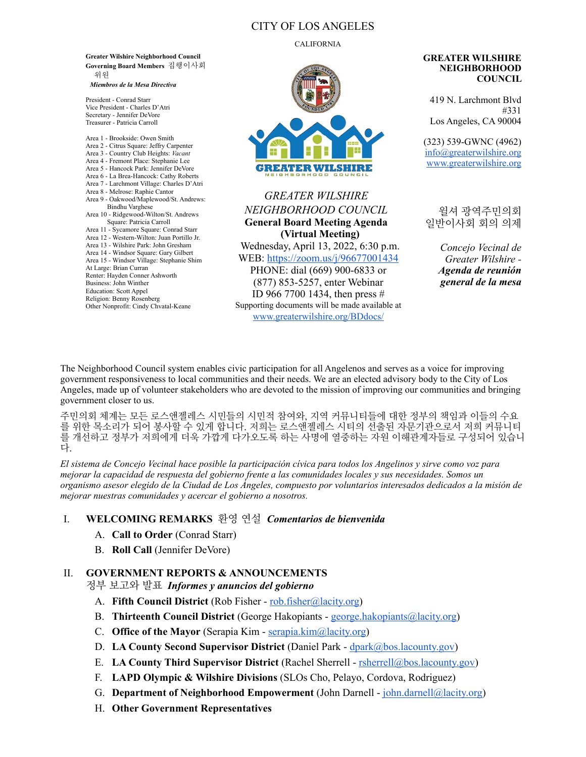# CITY OF LOS ANGELES

CALIFORNIA

**Greater Wilshire Neighborhood Council**
**Governing Board Members** 집행이사회 위원
***Miembros de la Mesa Directiva***

President - Conrad Starr
Vice President - Charles D'Atri
Secretary - Jennifer DeVore
Treasurer - Patricia Carroll

Area 1 - Brookside: Owen Smith
Area 2 - Citrus Square: Jeffry Carpenter
Area 3 - Country Club Heights: *Vacant*
Area 4 - Fremont Place: Stephanie Lee
Area 5 - Hancock Park: Jennifer DeVore
Area 6 - La Brea-Hancock: Cathy Roberts
Area 7 - Larchmont Village: Charles D'Atri
Area 8 - Melrose: Raphie Cantor
Area 9 - Oakwood/Maplewood/St. Andrews: Bindhu Varghese
Area 10 - Ridgewood-Wilton/St. Andrews Square: Patricia Carroll
Area 11 - Sycamore Square: Conrad Starr
Area 12 - Western-Wilton: Juan Portillo Jr.
Area 13 - Wilshire Park: John Gresham
Area 14 - Windsor Square: Gary Gilbert
Area 15 - Windsor Village: Stephanie Shim
At Large: Brian Curran
Renter: Hayden Conner Ashworth
Business: John Winther
Education: Scott Appel
Religion: Benny Rosenberg
Other Nonprofit: Cindy Chvatal-Keane

GREATER WILSHIRE NEIGHBORHOOD COUNCIL

*GREATER WILSHIRE NEIGHBORHOOD COUNCIL*
**General Board Meeting Agenda**
**(Virtual Meeting)**
Wednesday, April 13, 2022, 6:30 p.m.
WEB: https://zoom.us/j/96677001434
PHONE: dial (669) 900-6833 or (877) 853-5257, enter Webinar ID 966 7700 1434, then press #
Supporting documents will be made available at www.greaterwilshire.org/BDdocs/

**GREATER WILSHIRE NEIGHBORHOOD COUNCIL**

419 N. Larchmont Blvd #331
Los Angeles, CA 90004

(323) 539-GWNC (4962)
info@greaterwilshire.org
www.greaterwilshire.org

윌셔 광역주민의회
일반이사회 회의 의제

*Concejo Vecinal de Greater Wilshire -* ***Agenda de reunión general de la mesa***

The Neighborhood Council system enables civic participation for all Angelenos and serves as a voice for improving government responsiveness to local communities and their needs. We are an elected advisory body to the City of Los Angeles, made up of volunteer stakeholders who are devoted to the mission of improving our communities and bringing government closer to us.

주민의회 체계는 모든 로스앤젤레스 시민들의 시민적 참여와, 지역 커뮤니티들에 대한 정부의 책임과 이들의 수요를 위한 목소리가 되어 봉사할 수 있게 합니다. 저희는 로스앤젤레스 시티의 선출된 자문기관으로서 저희 커뮤니티를 개선하고 정부가 저희에게 더욱 가깝게 다가오도록 하는 사명에 열중하는 자원 이해관계자들로 구성되어 있습니다.

*El sistema de Concejo Vecinal hace posible la participación cívica para todos los Angelinos y sirve como voz para mejorar la capacidad de respuesta del gobierno frente a las comunidades locales y sus necesidades. Somos un organismo asesor elegido de la Ciudad de Los Ángeles, compuesto por voluntarios interesados dedicados a la misión de mejorar nuestras comunidades y acercar el gobierno a nosotros.*

## I. WELCOMING REMARKS 환영 연설 *Comentarios de bienvenida*

A. **Call to Order** (Conrad Starr)
B. **Roll Call** (Jennifer DeVore)

## II. GOVERNMENT REPORTS & ANNOUNCEMENTS 정부 보고와 발표 *Informes y anuncios del gobierno*

A. **Fifth Council District** (Rob Fisher - rob.fisher@lacity.org)
B. **Thirteenth Council District** (George Hakopiants - george.hakopiants@lacity.org)
C. **Office of the Mayor** (Serapia Kim - serapia.kim@lacity.org)
D. **LA County Second Supervisor District** (Daniel Park - dpark@bos.lacounty.gov)
E. **LA County Third Supervisor District** (Rachel Sherrell - rsherrell@bos.lacounty.gov)
F. **LAPD Olympic & Wilshire Divisions** (SLOs Cho, Pelayo, Cordova, Rodriguez)
G. **Department of Neighborhood Empowerment** (John Darnell - john.darnell@lacity.org)
H. **Other Government Representatives**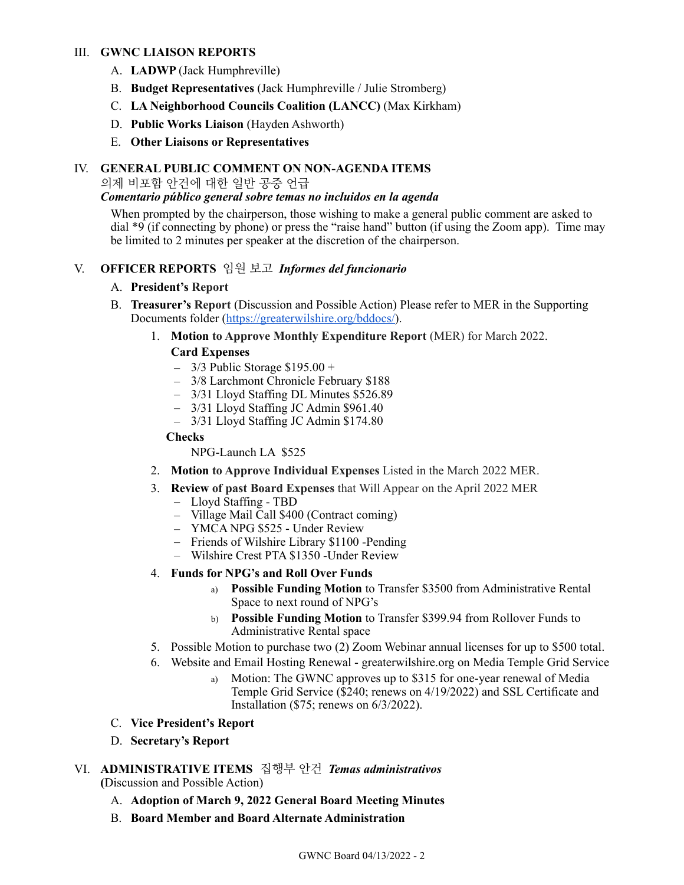## III. GWNC LIAISON REPORTS

A. **LADWP** (Jack Humphreville)

B. **Budget Representatives** (Jack Humphreville / Julie Stromberg)

C. **LA Neighborhood Councils Coalition (LANCC)** (Max Kirkham)

D. **Public Works Liaison** (Hayden Ashworth)

E. **Other Liaisons or Representatives**

## IV. GENERAL PUBLIC COMMENT ON NON-AGENDA ITEMS

의제 비포함 안건에 대한 일반 공중 언급

***Comentario público general sobre temas no incluidos en la agenda***

When prompted by the chairperson, those wishing to make a general public comment are asked to dial *9 (if connecting by phone) or press the "raise hand" button (if using the Zoom app). Time may be limited to 2 minutes per speaker at the discretion of the chairperson.

## V. OFFICER REPORTS 임원 보고 *Informes del funcionario*

A. **President's Report**

B. **Treasurer's Report** (Discussion and Possible Action) Please refer to MER in the Supporting Documents folder (https://greaterwilshire.org/bddocs/).

1. **Motion to Approve Monthly Expenditure Report** (MER) for March 2022.

   **Card Expenses**
   - 3/3 Public Storage $195.00 +
   - 3/8 Larchmont Chronicle February $188
   - 3/31 Lloyd Staffing DL Minutes $526.89
   - 3/31 Lloyd Staffing JC Admin $961.40
   - 3/31 Lloyd Staffing JC Admin $174.80

   **Checks**

   NPG-Launch LA $525

2. **Motion to Approve Individual Expenses** Listed in the March 2022 MER.

3. **Review of past Board Expenses** that Will Appear on the April 2022 MER
   - Lloyd Staffing - TBD
   - Village Mail Call $400 (Contract coming)
   - YMCA NPG $525 - Under Review
   - Friends of Wilshire Library $1100 -Pending
   - Wilshire Crest PTA $1350 -Under Review

4. **Funds for NPG's and Roll Over Funds**
   a) **Possible Funding Motion** to Transfer $3500 from Administrative Rental Space to next round of NPG's
   b) **Possible Funding Motion** to Transfer $399.94 from Rollover Funds to Administrative Rental space

5. Possible Motion to purchase two (2) Zoom Webinar annual licenses for up to $500 total.

6. Website and Email Hosting Renewal - greaterwilshire.org on Media Temple Grid Service
   a) Motion: The GWNC approves up to $315 for one-year renewal of Media Temple Grid Service ($240; renews on 4/19/2022) and SSL Certificate and Installation ($75; renews on 6/3/2022).

C. **Vice President's Report**

D. **Secretary's Report**

## VI. ADMINISTRATIVE ITEMS 집행부 안건 *Temas administrativos*

**(**Discussion and Possible Action)

A. **Adoption of March 9, 2022 General Board Meeting Minutes**

B. **Board Member and Board Alternate Administration**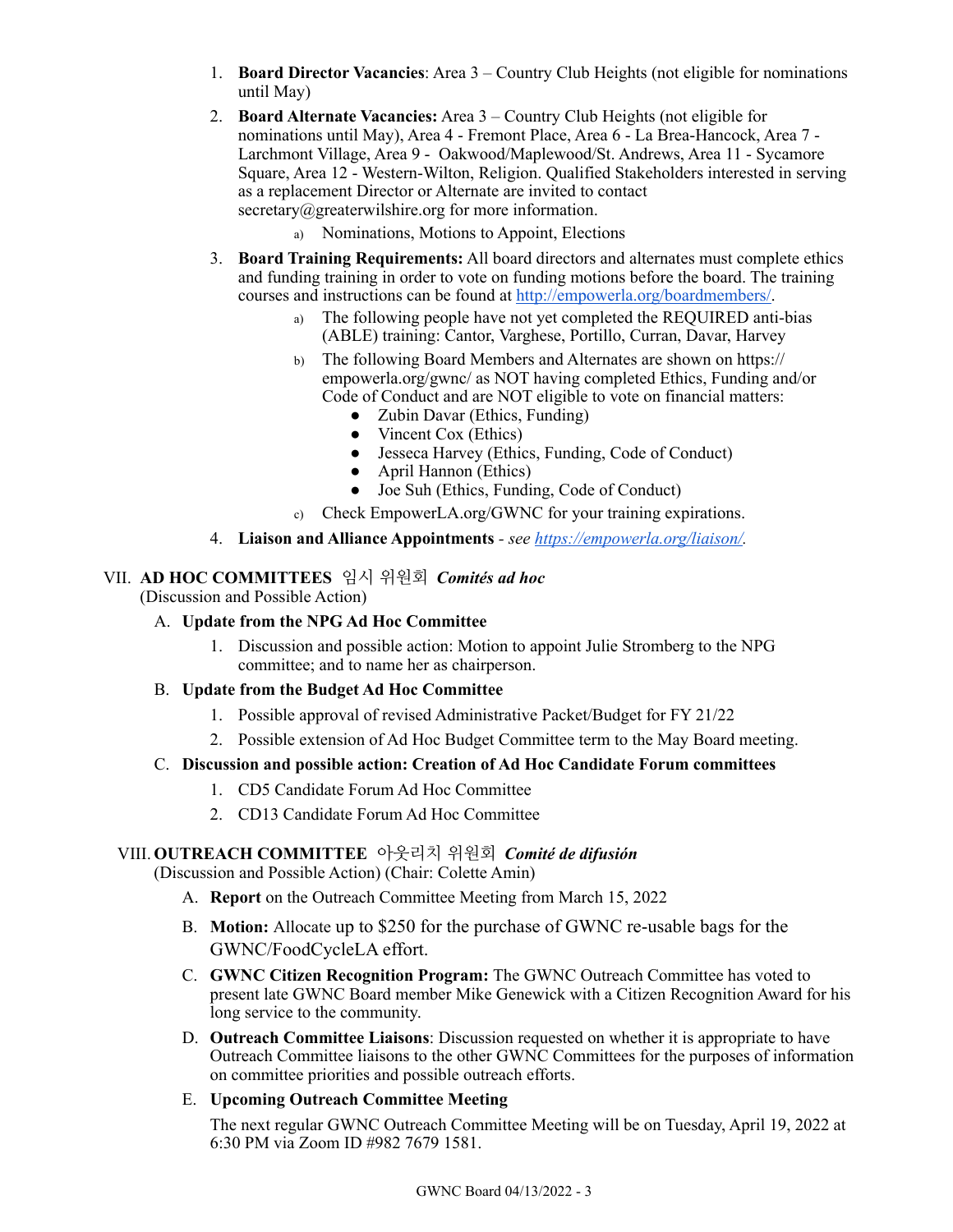1. **Board Director Vacancies**: Area 3 – Country Club Heights (not eligible for nominations until May)
2. **Board Alternate Vacancies:** Area 3 – Country Club Heights (not eligible for nominations until May), Area 4 - Fremont Place, Area 6 - La Brea-Hancock, Area 7 - Larchmont Village, Area 9 - Oakwood/Maplewood/St. Andrews, Area 11 - Sycamore Square, Area 12 - Western-Wilton, Religion. Qualified Stakeholders interested in serving as a replacement Director or Alternate are invited to contact secretary@greaterwilshire.org for more information.
   a) Nominations, Motions to Appoint, Elections
3. **Board Training Requirements:** All board directors and alternates must complete ethics and funding training in order to vote on funding motions before the board. The training courses and instructions can be found at http://empowerla.org/boardmembers/.
   a) The following people have not yet completed the REQUIRED anti-bias (ABLE) training: Cantor, Varghese, Portillo, Curran, Davar, Harvey
   b) The following Board Members and Alternates are shown on https://empowerla.org/gwnc/ as NOT having completed Ethics, Funding and/or Code of Conduct and are NOT eligible to vote on financial matters:
      - Zubin Davar (Ethics, Funding)
      - Vincent Cox (Ethics)
      - Jesseca Harvey (Ethics, Funding, Code of Conduct)
      - April Hannon (Ethics)
      - Joe Suh (Ethics, Funding, Code of Conduct)
   c) Check EmpowerLA.org/GWNC for your training expirations.
4. **Liaison and Alliance Appointments** - *see https://empowerla.org/liaison/.*

## VII. AD HOC COMMITTEES 임시 위원회 *Comités ad hoc*

(Discussion and Possible Action)

A. **Update from the NPG Ad Hoc Committee**
   1. Discussion and possible action: Motion to appoint Julie Stromberg to the NPG committee; and to name her as chairperson.

B. **Update from the Budget Ad Hoc Committee**
   1. Possible approval of revised Administrative Packet/Budget for FY 21/22
   2. Possible extension of Ad Hoc Budget Committee term to the May Board meeting.

C. **Discussion and possible action: Creation of Ad Hoc Candidate Forum committees**
   1. CD5 Candidate Forum Ad Hoc Committee
   2. CD13 Candidate Forum Ad Hoc Committee

## VIII. OUTREACH COMMITTEE 아웃리치 위원회 *Comité de difusión*

(Discussion and Possible Action) (Chair: Colette Amin)

A. **Report** on the Outreach Committee Meeting from March 15, 2022

B. **Motion:** Allocate up to $250 for the purchase of GWNC re-usable bags for the GWNC/FoodCycleLA effort.

C. **GWNC Citizen Recognition Program:** The GWNC Outreach Committee has voted to present late GWNC Board member Mike Genewick with a Citizen Recognition Award for his long service to the community.

D. **Outreach Committee Liaisons**: Discussion requested on whether it is appropriate to have Outreach Committee liaisons to the other GWNC Committees for the purposes of information on committee priorities and possible outreach efforts.

E. **Upcoming Outreach Committee Meeting**

   The next regular GWNC Outreach Committee Meeting will be on Tuesday, April 19, 2022 at 6:30 PM via Zoom ID #982 7679 1581.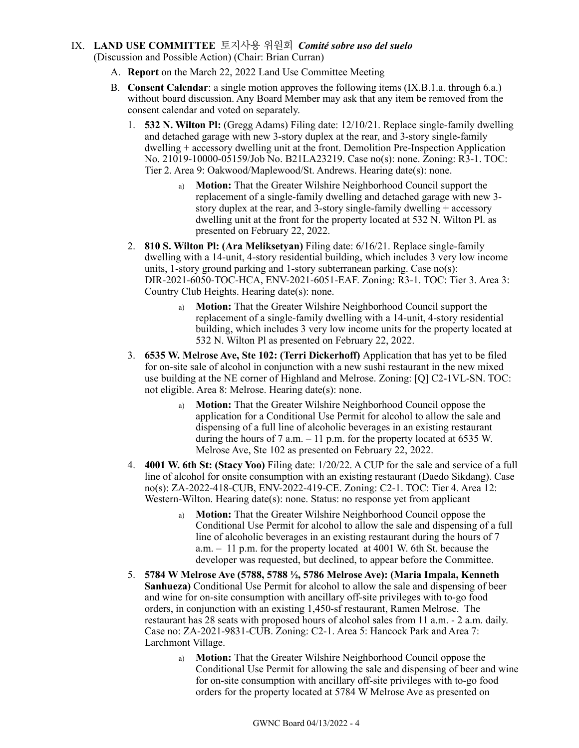## IX. LAND USE COMMITTEE 토지사용 위원회 *Comité sobre uso del suelo*

(Discussion and Possible Action) (Chair: Brian Curran)

A. **Report** on the March 22, 2022 Land Use Committee Meeting

B. **Consent Calendar**: a single motion approves the following items (IX.B.1.a. through 6.a.) without board discussion. Any Board Member may ask that any item be removed from the consent calendar and voted on separately.

1. **532 N. Wilton Pl:** (Gregg Adams) Filing date: 12/10/21. Replace single-family dwelling and detached garage with new 3-story duplex at the rear, and 3-story single-family dwelling + accessory dwelling unit at the front. Demolition Pre-Inspection Application No. 21019-10000-05159/Job No. B21LA23219. Case no(s): none. Zoning: R3-1. TOC: Tier 2. Area 9: Oakwood/Maplewood/St. Andrews. Hearing date(s): none.
   a) **Motion:** That the Greater Wilshire Neighborhood Council support the replacement of a single-family dwelling and detached garage with new 3-story duplex at the rear, and 3-story single-family dwelling + accessory dwelling unit at the front for the property located at 532 N. Wilton Pl. as presented on February 22, 2022.

2. **810 S. Wilton Pl: (Ara Meliksetyan)** Filing date: 6/16/21. Replace single-family dwelling with a 14-unit, 4-story residential building, which includes 3 very low income units, 1-story ground parking and 1-story subterranean parking. Case no(s): DIR-2021-6050-TOC-HCA, ENV-2021-6051-EAF. Zoning: R3-1. TOC: Tier 3. Area 3: Country Club Heights. Hearing date(s): none.
   a) **Motion:** That the Greater Wilshire Neighborhood Council support the replacement of a single-family dwelling with a 14-unit, 4-story residential building, which includes 3 very low income units for the property located at 532 N. Wilton Pl as presented on February 22, 2022.

3. **6535 W. Melrose Ave, Ste 102: (Terri Dickerhoff)** Application that has yet to be filed for on-site sale of alcohol in conjunction with a new sushi restaurant in the new mixed use building at the NE corner of Highland and Melrose. Zoning: [Q] C2-1VL-SN. TOC: not eligible. Area 8: Melrose. Hearing date(s): none.
   a) **Motion:** That the Greater Wilshire Neighborhood Council oppose the application for a Conditional Use Permit for alcohol to allow the sale and dispensing of a full line of alcoholic beverages in an existing restaurant during the hours of 7 a.m. – 11 p.m. for the property located at 6535 W. Melrose Ave, Ste 102 as presented on February 22, 2022.

4. **4001 W. 6th St: (Stacy Yoo)** Filing date: 1/20/22. A CUP for the sale and service of a full line of alcohol for onsite consumption with an existing restaurant (Daedo Sikdang). Case no(s): ZA-2022-418-CUB, ENV-2022-419-CE. Zoning: C2-1. TOC: Tier 4. Area 12: Western-Wilton. Hearing date(s): none. Status: no response yet from applicant
   a) **Motion:** That the Greater Wilshire Neighborhood Council oppose the Conditional Use Permit for alcohol to allow the sale and dispensing of a full line of alcoholic beverages in an existing restaurant during the hours of 7 a.m. – 11 p.m. for the property located at 4001 W. 6th St. because the developer was requested, but declined, to appear before the Committee.

5. **5784 W Melrose Ave (5788, 5788 ½, 5786 Melrose Ave): (Maria Impala, Kenneth Sanhueza)** Conditional Use Permit for alcohol to allow the sale and dispensing of beer and wine for on-site consumption with ancillary off-site privileges with to-go food orders, in conjunction with an existing 1,450-sf restaurant, Ramen Melrose. The restaurant has 28 seats with proposed hours of alcohol sales from 11 a.m. - 2 a.m. daily. Case no: ZA-2021-9831-CUB. Zoning: C2-1. Area 5: Hancock Park and Area 7: Larchmont Village.
   a) **Motion:** That the Greater Wilshire Neighborhood Council oppose the Conditional Use Permit for allowing the sale and dispensing of beer and wine for on-site consumption with ancillary off-site privileges with to-go food orders for the property located at 5784 W Melrose Ave as presented on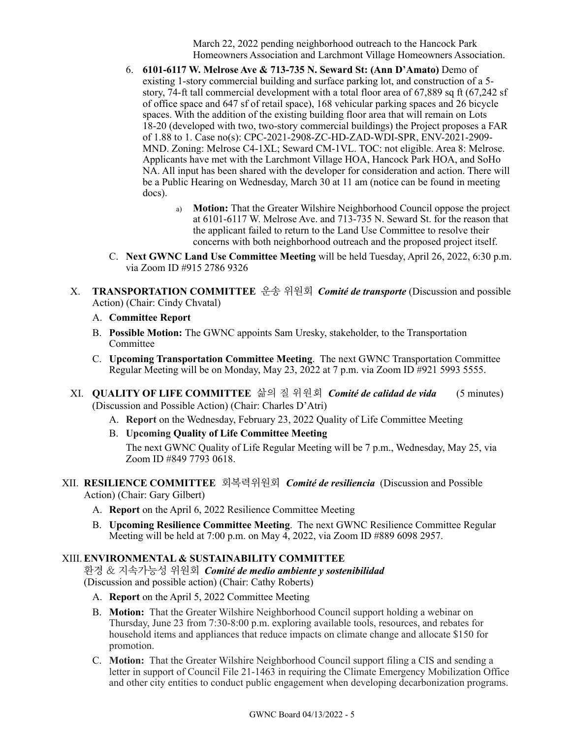March 22, 2022 pending neighborhood outreach to the Hancock Park Homeowners Association and Larchmont Village Homeowners Association.

6. **6101-6117 W. Melrose Ave & 713-735 N. Seward St: (Ann D'Amato)** Demo of existing 1-story commercial building and surface parking lot, and construction of a 5-story, 74-ft tall commercial development with a total floor area of 67,889 sq ft (67,242 sf of office space and 647 sf of retail space), 168 vehicular parking spaces and 26 bicycle spaces. With the addition of the existing building floor area that will remain on Lots 18-20 (developed with two, two-story commercial buildings) the Project proposes a FAR of 1.88 to 1. Case no(s): CPC-2021-2908-ZC-HD-ZAD-WDI-SPR, ENV-2021-2909-MND. Zoning: Melrose C4-1XL; Seward CM-1VL. TOC: not eligible. Area 8: Melrose. Applicants have met with the Larchmont Village HOA, Hancock Park HOA, and SoHo NA. All input has been shared with the developer for consideration and action. There will be a Public Hearing on Wednesday, March 30 at 11 am (notice can be found in meeting docs).

    a) **Motion:** That the Greater Wilshire Neighborhood Council oppose the project at 6101-6117 W. Melrose Ave. and 713-735 N. Seward St. for the reason that the applicant failed to return to the Land Use Committee to resolve their concerns with both neighborhood outreach and the proposed project itself.

C. **Next GWNC Land Use Committee Meeting** will be held Tuesday, April 26, 2022, 6:30 p.m. via Zoom ID #915 2786 9326

## X. TRANSPORTATION COMMITTEE 운송 위원회 *Comité de transporte* (Discussion and possible Action) (Chair: Cindy Chvatal)

A. **Committee Report**

B. **Possible Motion:** The GWNC appoints Sam Uresky, stakeholder, to the Transportation Committee

C. **Upcoming Transportation Committee Meeting**. The next GWNC Transportation Committee Regular Meeting will be on Monday, May 23, 2022 at 7 p.m. via Zoom ID #921 5993 5555.

## XI. QUALITY OF LIFE COMMITTEE 삶의 질 위원회 *Comité de calidad de vida* (5 minutes) (Discussion and Possible Action) (Chair: Charles D'Atri)

A. **Report** on the Wednesday, February 23, 2022 Quality of Life Committee Meeting

B. **Upcoming Quality of Life Committee Meeting**

The next GWNC Quality of Life Regular Meeting will be 7 p.m., Wednesday, May 25, via Zoom ID #849 7793 0618.

## XII. RESILIENCE COMMITTEE 회복력위원회 *Comité de resiliencia* (Discussion and Possible Action) (Chair: Gary Gilbert)

A. **Report** on the April 6, 2022 Resilience Committee Meeting

B. **Upcoming Resilience Committee Meeting**. The next GWNC Resilience Committee Regular Meeting will be held at 7:00 p.m. on May 4, 2022, via Zoom ID #889 6098 2957.

## XIII. ENVIRONMENTAL & SUSTAINABILITY COMMITTEE 환경 & 지속가능성 위원회 *Comité de medio ambiente y sostenibilidad* (Discussion and possible action) (Chair: Cathy Roberts)

A. **Report** on the April 5, 2022 Committee Meeting

B. **Motion:** That the Greater Wilshire Neighborhood Council support holding a webinar on Thursday, June 23 from 7:30-8:00 p.m. exploring available tools, resources, and rebates for household items and appliances that reduce impacts on climate change and allocate $150 for promotion.

C. **Motion:** That the Greater Wilshire Neighborhood Council support filing a CIS and sending a letter in support of Council File 21-1463 in requiring the Climate Emergency Mobilization Office and other city entities to conduct public engagement when developing decarbonization programs.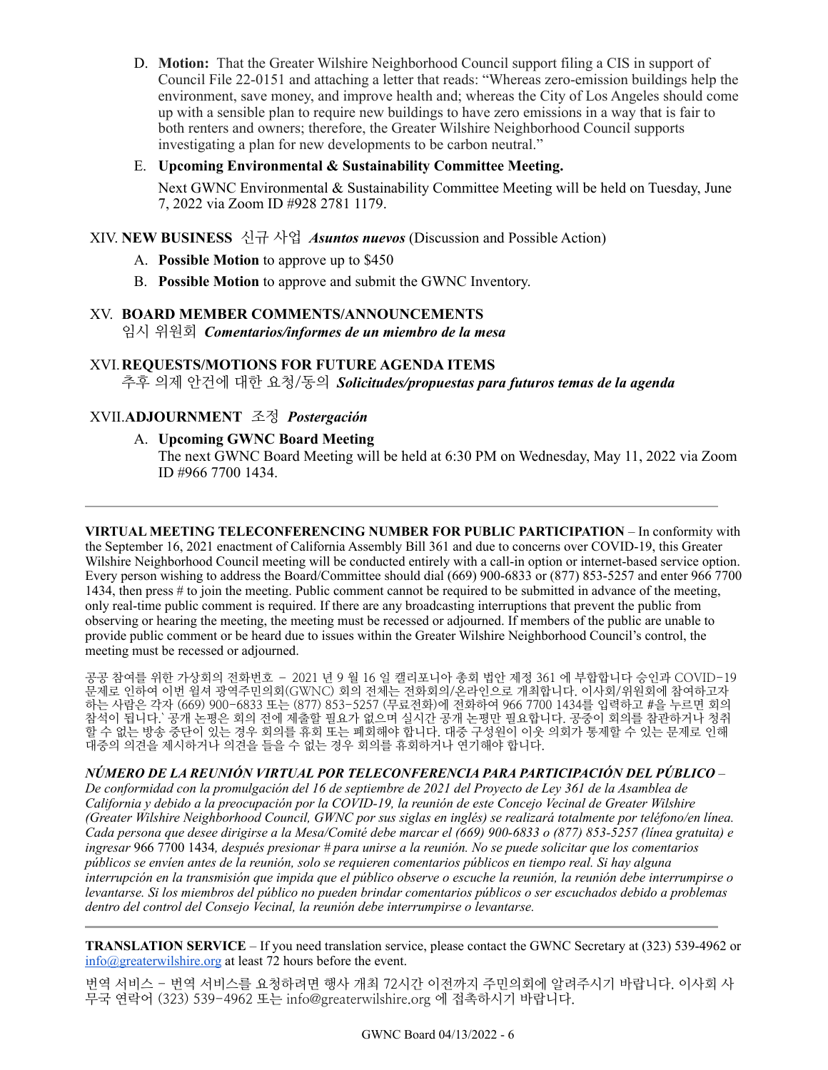D. **Motion:** That the Greater Wilshire Neighborhood Council support filing a CIS in support of Council File 22-0151 and attaching a letter that reads: "Whereas zero-emission buildings help the environment, save money, and improve health and; whereas the City of Los Angeles should come up with a sensible plan to require new buildings to have zero emissions in a way that is fair to both renters and owners; therefore, the Greater Wilshire Neighborhood Council supports investigating a plan for new developments to be carbon neutral."

E. **Upcoming Environmental & Sustainability Committee Meeting.**

Next GWNC Environmental & Sustainability Committee Meeting will be held on Tuesday, June 7, 2022 via Zoom ID #928 2781 1179.

## XIV. NEW BUSINESS 신규 사업 *Asuntos nuevos* (Discussion and Possible Action)

A. **Possible Motion** to approve up to $450

B. **Possible Motion** to approve and submit the GWNC Inventory.

## XV. BOARD MEMBER COMMENTS/ANNOUNCEMENTS 임시 위원회 *Comentarios/informes de un miembro de la mesa*

## XVI. REQUESTS/MOTIONS FOR FUTURE AGENDA ITEMS 추후 의제 안건에 대한 요청/동의 *Solicitudes/propuestas para futuros temas de la agenda*

## XVII. ADJOURNMENT 조정 *Postergación*

A. **Upcoming GWNC Board Meeting**

The next GWNC Board Meeting will be held at 6:30 PM on Wednesday, May 11, 2022 via Zoom ID #966 7700 1434.

---

**VIRTUAL MEETING TELECONFERENCING NUMBER FOR PUBLIC PARTICIPATION** – In conformity with the September 16, 2021 enactment of California Assembly Bill 361 and due to concerns over COVID-19, this Greater Wilshire Neighborhood Council meeting will be conducted entirely with a call-in option or internet-based service option. Every person wishing to address the Board/Committee should dial (669) 900-6833 or (877) 853-5257 and enter 966 7700 1434, then press # to join the meeting. Public comment cannot be required to be submitted in advance of the meeting, only real-time public comment is required. If there are any broadcasting interruptions that prevent the public from observing or hearing the meeting, the meeting must be recessed or adjourned. If members of the public are unable to provide public comment or be heard due to issues within the Greater Wilshire Neighborhood Council's control, the meeting must be recessed or adjourned.

공공 참여를 위한 가상회의 전화번호 – 2021 년 9 월 16 일 캘리포니아 총회 법안 제정 361 에 부합합니다 승인과 COVID-19 문제로 인하여 이번 윌셔 광역주민의회(GWNC) 회의 전체는 전화회의/온라인으로 개최합니다. 이사회/위원회에 참여하고자 하는 사람은 각자 (669) 900-6833 또는 (877) 853-5257 (무료전화)에 전화하여 966 7700 1434를 입력하고 #을 누르면 회의 참석이 됩니다.` 공개 논평은 회의 전에 제출할 필요가 없으며 실시간 공개 논평만 필요합니다. 공중이 회의를 참관하거나 청취할 수 없는 방송 중단이 있는 경우 회의를 휴회 또는 폐회해야 합니다. 대중 구성원이 이웃 의회가 통제할 수 있는 문제로 인해 대중의 의견을 제시하거나 의견을 들을 수 없는 경우 회의를 휴회하거나 연기해야 합니다.

***NÚMERO DE LA REUNIÓN VIRTUAL POR TELECONFERENCIA PARA PARTICIPACIÓN DEL PÚBLICO*** *– De conformidad con la promulgación del 16 de septiembre de 2021 del Proyecto de Ley 361 de la Asamblea de California y debido a la preocupación por la COVID-19, la reunión de este Concejo Vecinal de Greater Wilshire (Greater Wilshire Neighborhood Council, GWNC por sus siglas en inglés) se realizará totalmente por teléfono/en línea. Cada persona que desee dirigirse a la Mesa/Comité debe marcar el (669) 900-6833 o (877) 853-5257 (línea gratuita) e ingresar* 966 7700 1434*, después presionar # para unirse a la reunión. No se puede solicitar que los comentarios públicos se envíen antes de la reunión, solo se requieren comentarios públicos en tiempo real. Si hay alguna interrupción en la transmisión que impida que el público observe o escuche la reunión, la reunión debe interrumpirse o levantarse. Si los miembros del público no pueden brindar comentarios públicos o ser escuchados debido a problemas dentro del control del Consejo Vecinal, la reunión debe interrumpirse o levantarse.*

---

**TRANSLATION SERVICE** – If you need translation service, please contact the GWNC Secretary at (323) 539-4962 or info@greaterwilshire.org at least 72 hours before the event.

번역 서비스 – 번역 서비스를 요청하려면 행사 개최 72시간 이전까지 주민의회에 알려주시기 바랍니다. 이사회 사무국 연락어 (323) 539-4962 또는 info@greaterwilshire.org 에 접촉하시기 바랍니다.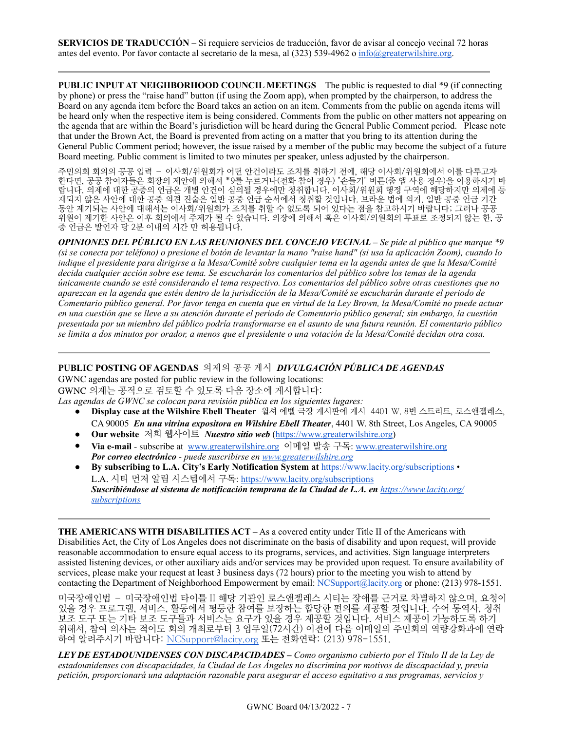**SERVICIOS DE TRADUCCIÓN** – Si requiere servicios de traducción, favor de avisar al concejo vecinal 72 horas antes del evento. Por favor contacte al secretario de la mesa, al (323) 539-4962 o info@greaterwilshire.org.

---

**PUBLIC INPUT AT NEIGHBORHOOD COUNCIL MEETINGS** – The public is requested to dial *9 (if connecting by phone) or press the "raise hand" button (if using the Zoom app), when prompted by the chairperson, to address the Board on any agenda item before the Board takes an action on an item. Comments from the public on agenda items will be heard only when the respective item is being considered. Comments from the public on other matters not appearing on the agenda that are within the Board's jurisdiction will be heard during the General Public Comment period. Please note that under the Brown Act, the Board is prevented from acting on a matter that you bring to its attention during the General Public Comment period; however, the issue raised by a member of the public may become the subject of a future Board meeting. Public comment is limited to two minutes per speaker, unless adjusted by the chairperson.

주민의회 회의의 공공 입력 – 이사회/위원회가 어떤 안건이라도 조치를 취하기 전에, 해당 이사회/위원회에서 이를 다루고자 한다면, 공공 참여자들은 회장의 제안에 의해서 *9를 누르거나(전화 참여 경우) "손들기" 버튼(줌 앱 사용 경우)을 이용하시기 바랍니다. 의제에 대한 공중의 언급은 개별 안건이 심의될 경우에만 청취합니다. 이사회/위원회 행정 구역에 해당하지만 의제에 등재되지 않은 사안에 대한 공중 의견 진술은 일반 공중 언급 순서에서 청취할 것입니다. 브라운 법에 의거, 일반 공중 언급 기간 동안 제기되는 사안에 대해서는 이사회/위원회가 조치를 취할 수 없도록 되어 있다는 점을 참고하시기 바랍니다; 그러나 공공 위원이 제기한 사안은 이후 회의에서 주제가 될 수 있습니다. 의장에 의해서 혹은 이사회/의원회의 투표로 조정되지 않는 한, 공중 언급은 발언자 당 2분 이내의 시간 만 허용됩니다.

***OPINIONES DEL PÚBLICO EN LAS REUNIONES DEL CONCEJO VECINAL** – Se pide al público que marque *9 (si se conecta por teléfono) o presione el botón de levantar la mano "raise hand" (si usa la aplicación Zoom), cuando lo indique el presidente para dirigirse a la Mesa/Comité sobre cualquier tema en la agenda antes de que la Mesa/Comité decida cualquier acción sobre ese tema. Se escucharán los comentarios del público sobre los temas de la agenda únicamente cuando se esté considerando el tema respectivo. Los comentarios del público sobre otras cuestiones que no aparezcan en la agenda que estén dentro de la jurisdicción de la Mesa/Comité se escucharán durante el periodo de Comentario público general. Por favor tenga en cuenta que en virtud de la Ley Brown, la Mesa/Comité no puede actuar en una cuestión que se lleve a su atención durante el periodo de Comentario público general; sin embargo, la cuestión presentada por un miembro del público podría transformarse en el asunto de una futura reunión. El comentario público se limita a dos minutos por orador, a menos que el presidente o una votación de la Mesa/Comité decidan otra cosa.*

---

**PUBLIC POSTING OF AGENDAS** 의제의 공공 게시 ***DIVULGACIÓN PÚBLICA DE AGENDAS***

GWNC agendas are posted for public review in the following locations:
GWNC 의제는 공적으로 검토할 수 있도록 다음 장소에 게시합니다:
*Las agendas de GWNC se colocan para revisión pública en los siguientes lugares:*

- **Display case at the Wilshire Ebell Theater** 윌셔 에벨 극장 게시판에 게시 4401 W. 8번 스트리트, 로스앤젤레스, CA 90005 ***En una vitrina expositora en Wilshire Ebell Theater**, 4401 W. 8th Street, Los Angeles, CA 90005*
- **Our website** 저희 웹사이트 ***Nuestro sitio web*** (https://www.greaterwilshire.org)
- **Via e-mail** - subscribe at www.greaterwilshire.org 이메일 발송 구독: www.greaterwilshire.org ***Por correo electrónico** - puede suscribirse en www.greaterwilshire.org*
- **By subscribing to L.A. City's Early Notification System at** https://www.lacity.org/subscriptions • L.A. 시티 먼저 알림 시스템에서 구독: https://www.lacity.org/subscriptions ***Suscribiéndose al sistema de notificación temprana de la Ciudad de L.A. en** https://www.lacity.org/subscriptions*

---

**THE AMERICANS WITH DISABILITIES ACT** – As a covered entity under Title II of the Americans with Disabilities Act, the City of Los Angeles does not discriminate on the basis of disability and upon request, will provide reasonable accommodation to ensure equal access to its programs, services, and activities. Sign language interpreters assisted listening devices, or other auxiliary aids and/or services may be provided upon request. To ensure availability of services, please make your request at least 3 business days (72 hours) prior to the meeting you wish to attend by contacting the Department of Neighborhood Empowerment by email: NCSupport@lacity.org or phone: (213) 978-1551.

미국장애인법 – 미국장애인법 타이틀 II 해당 기관인 로스앤젤레스 시티는 장애를 근거로 차별하지 않으며, 요청이 있을 경우 프로그램, 서비스, 활동에서 평등한 참여를 보장하는 합당한 편의를 제공할 것입니다. 수어 통역사, 청취 보조 도구 또는 기타 보조 도구들과 서비스는 요구가 있을 경우 제공할 것입니다. 서비스 제공이 가능하도록 하기 위해서, 참여 의사는 적어도 회의 개최로부터 3 업무일(72시간) 이전에 다음 이메일의 주민회의 역량강화과에 연락하여 알려주시기 바랍니다: NCSupport@lacity.org 또는 전화연락: (213) 978-1551.

***LEY DE ESTADOUNIDENSES CON DISCAPACIDADES** – Como organismo cubierto por el Título II de la Ley de estadounidenses con discapacidades, la Ciudad de Los Ángeles no discrimina por motivos de discapacidad y, previa petición, proporcionará una adaptación razonable para asegurar el acceso equitativo a sus programas, servicios y*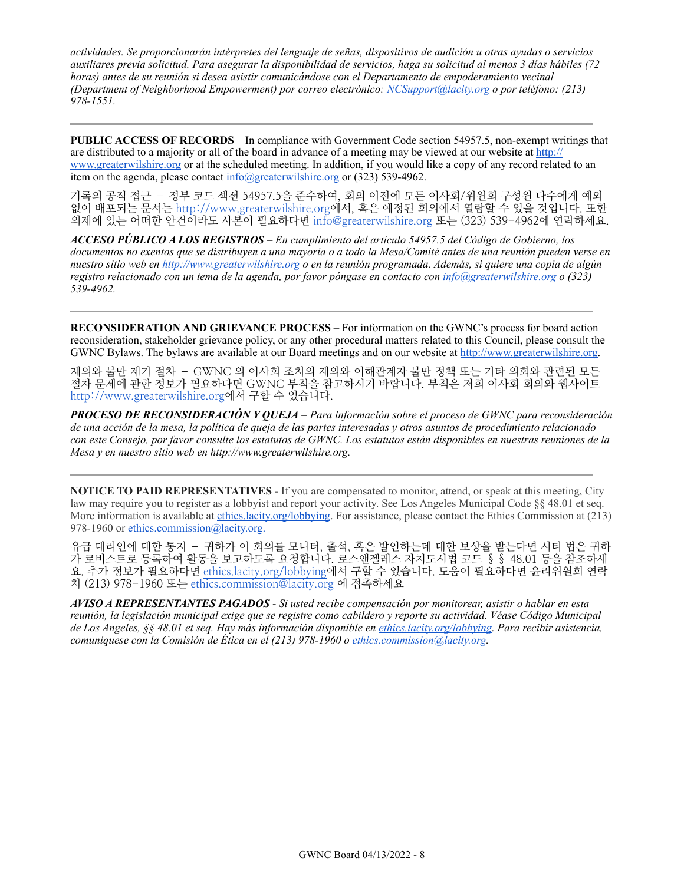*actividades. Se proporcionarán intérpretes del lenguaje de señas, dispositivos de audición u otras ayudas o servicios auxiliares previa solicitud. Para asegurar la disponibilidad de servicios, haga su solicitud al menos 3 días hábiles (72 horas) antes de su reunión si desea asistir comunicándose con el Departamento de empoderamiento vecinal (Department of Neighborhood Empowerment) por correo electrónico: NCSupport@lacity.org o por teléfono: (213) 978-1551.*

---

**PUBLIC ACCESS OF RECORDS** – In compliance with Government Code section 54957.5, non-exempt writings that are distributed to a majority or all of the board in advance of a meeting may be viewed at our website at http://www.greaterwilshire.org or at the scheduled meeting. In addition, if you would like a copy of any record related to an item on the agenda, please contact info@greaterwilshire.org or (323) 539-4962.

기록의 공적 접근 – 정부 코드 섹션 54957.5을 준수하여, 회의 이전에 모든 이사회/위원회 구성원 다수에게 예외 없이 배포되는 문서는 http://www.greaterwilshire.org에서, 혹은 예정된 회의에서 열람할 수 있을 것입니다. 또한 의제에 있는 어떠한 안건이라도 사본이 필요하다면 info@greaterwilshire.org 또는 (323) 539-4962에 연락하세요.

***ACCESO PÚBLICO A LOS REGISTROS*** *– En cumplimiento del artículo 54957.5 del Código de Gobierno, los documentos no exentos que se distribuyen a una mayoría o a todo la Mesa/Comité antes de una reunión pueden verse en nuestro sitio web en http://www.greaterwilshire.org o en la reunión programada. Además, si quiere una copia de algún registro relacionado con un tema de la agenda, por favor póngase en contacto con info@greaterwilshire.org o (323) 539-4962.*

---

**RECONSIDERATION AND GRIEVANCE PROCESS** – For information on the GWNC's process for board action reconsideration, stakeholder grievance policy, or any other procedural matters related to this Council, please consult the GWNC Bylaws. The bylaws are available at our Board meetings and on our website at http://www.greaterwilshire.org.

재의와 불만 제기 절차 – GWNC 의 이사회 조치의 재의와 이해관계자 불만 정책 또는 기타 의회와 관련된 모든 절차 문제에 관한 정보가 필요하다면 GWNC 부칙을 참고하시기 바랍니다. 부칙은 저희 이사회 회의와 웹사이트 http://www.greaterwilshire.org에서 구할 수 있습니다.

***PROCESO DE RECONSIDERACIÓN Y QUEJA*** *– Para información sobre el proceso de GWNC para reconsideración de una acción de la mesa, la política de queja de las partes interesadas y otros asuntos de procedimiento relacionado con este Consejo, por favor consulte los estatutos de GWNC. Los estatutos están disponibles en nuestras reuniones de la Mesa y en nuestro sitio web en http://www.greaterwilshire.org.*

---

**NOTICE TO PAID REPRESENTATIVES -** If you are compensated to monitor, attend, or speak at this meeting, City law may require you to register as a lobbyist and report your activity. See Los Angeles Municipal Code §§ 48.01 et seq. More information is available at ethics.lacity.org/lobbying. For assistance, please contact the Ethics Commission at (213) 978-1960 or ethics.commission@lacity.org.

유급 대리인에 대한 통지 – 귀하가 이 회의를 모니터, 출석, 혹은 발언하는데 대한 보상을 받는다면 시티 법은 귀하가 로비스트로 등록하여 활동을 보고하도록 요청합니다. 로스앤젤레스 자치도시법 코드 §§ 48.01 등을 참조하세요. 추가 정보가 필요하다면 ethics.lacity.org/lobbying에서 구할 수 있습니다. 도움이 필요하다면 윤리위원회 연락처 (213) 978-1960 또는 ethics.commission@lacity.org 에 접촉하세요

***AVISO A REPRESENTANTES PAGADOS*** *- Si usted recibe compensación por monitorear, asistir o hablar en esta reunión, la legislación municipal exige que se registre como cabildero y reporte su actividad. Véase Código Municipal de Los Angeles, §§ 48.01 et seq. Hay más información disponible en ethics.lacity.org/lobbying. Para recibir asistencia, comuníquese con la Comisión de Ética en el (213) 978-1960 o ethics.commission@lacity.org.*